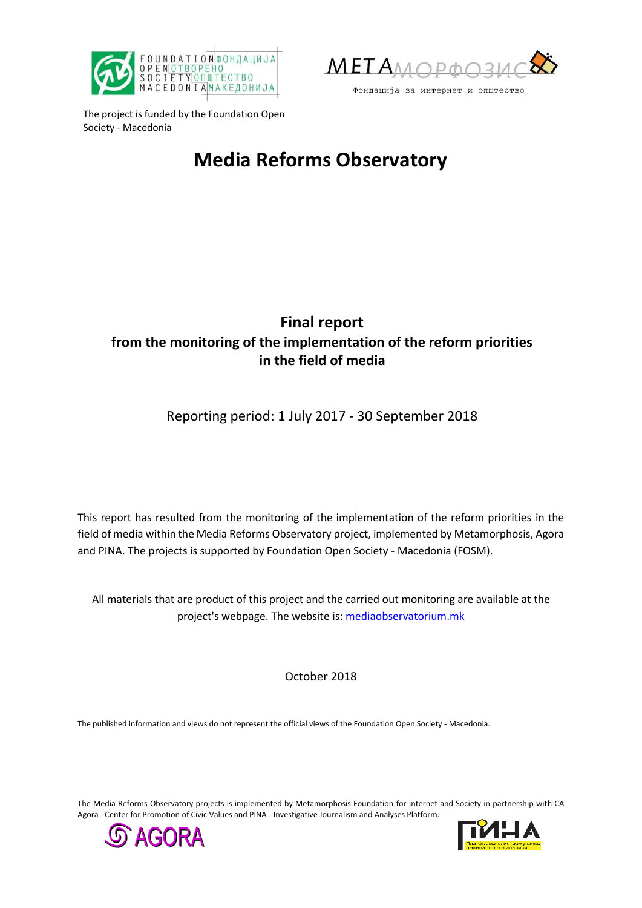The project is funded by the Foundation Open Society - Macedonia

# Media Reforms Observatory

## Final report
## from the monitoring of the implementation of the reform priorities in the field of media

Reporting period: 1 July 2017 - 30 September 2018

This report has resulted from the monitoring of the implementation of the reform priorities in the field of media within the Media Reforms Observatory project, implemented by Metamorphosis, Agora and PINA. The projects is supported by Foundation Open Society - Macedonia (FOSM).

All materials that are product of this project and the carried out monitoring are available at the project's webpage. The website is: [mediaobservatorium.mk](mediaobservatorium.mk)

October 2018

The published information and views do not represent the official views of the Foundation Open Society - Macedonia.

The Media Reforms Observatory projects is implemented by Metamorphosis Foundation for Internet and Society in partnership with CA Agora - Center for Promotion of Civic Values and PINA - Investigative Journalism and Analyses Platform.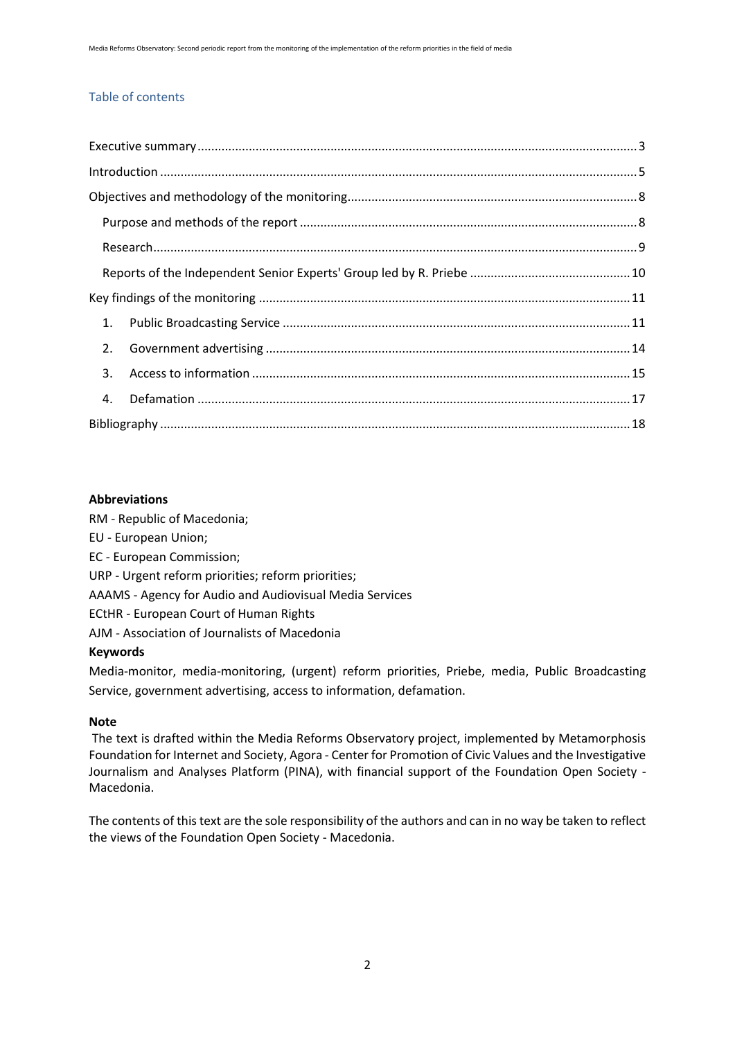## Table of contents

- Executive summary ... 3
- Introduction ... 5
- Objectives and methodology of the monitoring ... 8
  - Purpose and methods of the report ... 8
  - Research ... 9
  - Reports of the Independent Senior Experts' Group led by R. Priebe ... 10
- Key findings of the monitoring ... 11
  1. Public Broadcasting Service ... 11
  2. Government advertising ... 14
  3. Access to information ... 15
  4. Defamation ... 17
- Bibliography ... 18

**Abbreviations**

RM - Republic of Macedonia;

EU - European Union;

EC - European Commission;

URP - Urgent reform priorities; reform priorities;

AAAMS - Agency for Audio and Audiovisual Media Services

ECtHR - European Court of Human Rights

AJM - Association of Journalists of Macedonia

**Keywords**

Media-monitor, media-monitoring, (urgent) reform priorities, Priebe, media, Public Broadcasting Service, government advertising, access to information, defamation.

**Note**

The text is drafted within the Media Reforms Observatory project, implemented by Metamorphosis Foundation for Internet and Society, Agora - Center for Promotion of Civic Values and the Investigative Journalism and Analyses Platform (PINA), with financial support of the Foundation Open Society - Macedonia.

The contents of this text are the sole responsibility of the authors and can in no way be taken to reflect the views of the Foundation Open Society - Macedonia.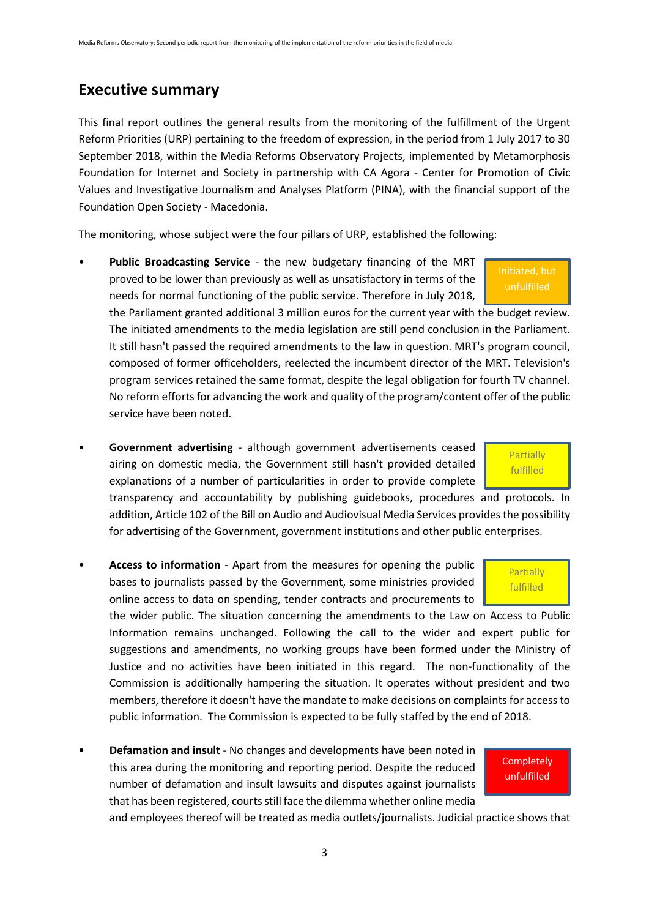## Executive summary

This final report outlines the general results from the monitoring of the fulfillment of the Urgent Reform Priorities (URP) pertaining to the freedom of expression, in the period from 1 July 2017 to 30 September 2018, within the Media Reforms Observatory Projects, implemented by Metamorphosis Foundation for Internet and Society in partnership with CA Agora - Center for Promotion of Civic Values and Investigative Journalism and Analyses Platform (PINA), with the financial support of the Foundation Open Society - Macedonia.

The monitoring, whose subject were the four pillars of URP, established the following:

- **Public Broadcasting Service** - the new budgetary financing of the MRT proved to be lower than previously as well as unsatisfactory in terms of the needs for normal functioning of the public service. Therefore in July 2018, the Parliament granted additional 3 million euros for the current year with the budget review. The initiated amendments to the media legislation are still pend conclusion in the Parliament. It still hasn't passed the required amendments to the law in question. MRT's program council, composed of former officeholders, reelected the incumbent director of the MRT. Television's program services retained the same format, despite the legal obligation for fourth TV channel. No reform efforts for advancing the work and quality of the program/content offer of the public service have been noted.

  Initiated, but unfulfilled

- **Government advertising** - although government advertisements ceased airing on domestic media, the Government still hasn't provided detailed explanations of a number of particularities in order to provide complete transparency and accountability by publishing guidebooks, procedures and protocols. In addition, Article 102 of the Bill on Audio and Audiovisual Media Services provides the possibility for advertising of the Government, government institutions and other public enterprises.

  Partially fulfilled

- **Access to information** - Apart from the measures for opening the public bases to journalists passed by the Government, some ministries provided online access to data on spending, tender contracts and procurements to the wider public. The situation concerning the amendments to the Law on Access to Public Information remains unchanged. Following the call to the wider and expert public for suggestions and amendments, no working groups have been formed under the Ministry of Justice and no activities have been initiated in this regard. The non-functionality of the Commission is additionally hampering the situation. It operates without president and two members, therefore it doesn't have the mandate to make decisions on complaints for access to public information. The Commission is expected to be fully staffed by the end of 2018.

  Partially fulfilled

- **Defamation and insult** - No changes and developments have been noted in this area during the monitoring and reporting period. Despite the reduced number of defamation and insult lawsuits and disputes against journalists that has been registered, courts still face the dilemma whether online media and employees thereof will be treated as media outlets/journalists. Judicial practice shows that

  Completely unfulfilled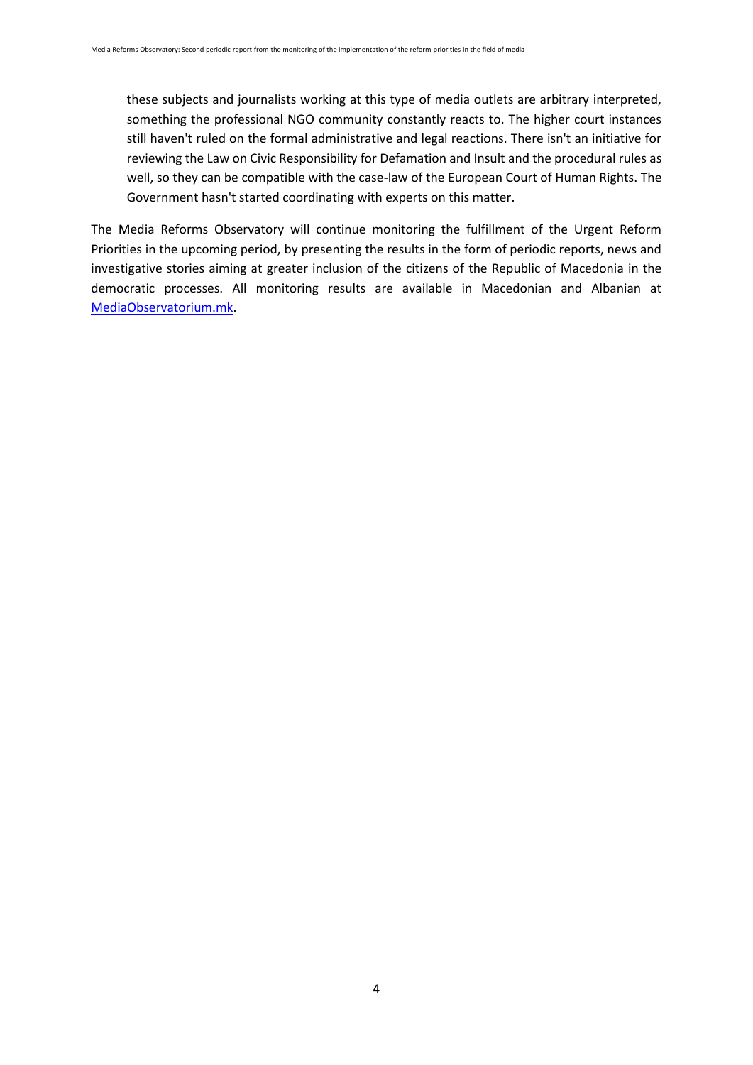these subjects and journalists working at this type of media outlets are arbitrary interpreted, something the professional NGO community constantly reacts to. The higher court instances still haven't ruled on the formal administrative and legal reactions. There isn't an initiative for reviewing the Law on Civic Responsibility for Defamation and Insult and the procedural rules as well, so they can be compatible with the case-law of the European Court of Human Rights. The Government hasn't started coordinating with experts on this matter.

The Media Reforms Observatory will continue monitoring the fulfillment of the Urgent Reform Priorities in the upcoming period, by presenting the results in the form of periodic reports, news and investigative stories aiming at greater inclusion of the citizens of the Republic of Macedonia in the democratic processes. All monitoring results are available in Macedonian and Albanian at [MediaObservatorium.mk](MediaObservatorium.mk).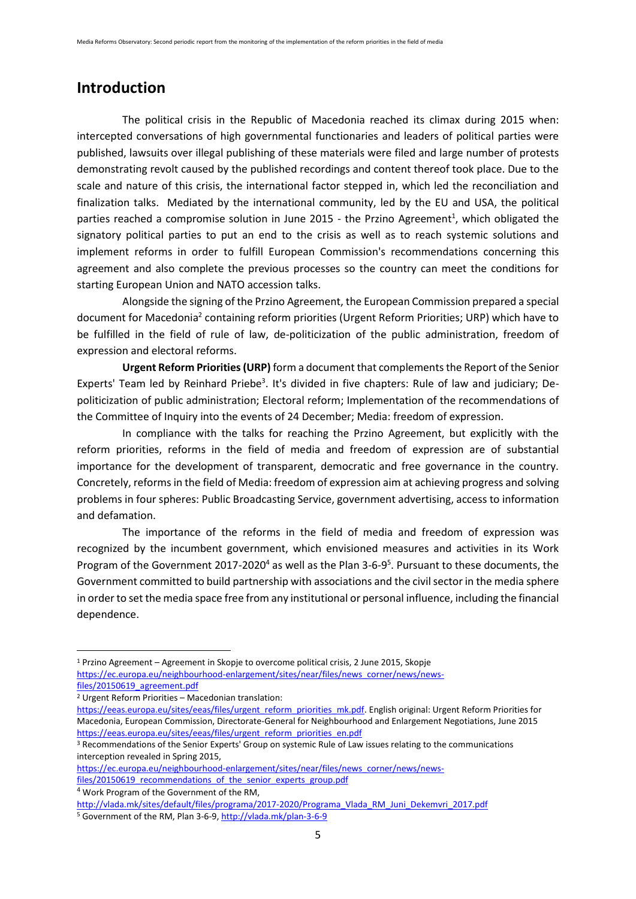# Introduction

The political crisis in the Republic of Macedonia reached its climax during 2015 when: intercepted conversations of high governmental functionaries and leaders of political parties were published, lawsuits over illegal publishing of these materials were filed and large number of protests demonstrating revolt caused by the published recordings and content thereof took place. Due to the scale and nature of this crisis, the international factor stepped in, which led the reconciliation and finalization talks. Mediated by the international community, led by the EU and USA, the political parties reached a compromise solution in June 2015 - the Przino Agreement[1], which obligated the signatory political parties to put an end to the crisis as well as to reach systemic solutions and implement reforms in order to fulfill European Commission's recommendations concerning this agreement and also complete the previous processes so the country can meet the conditions for starting European Union and NATO accession talks.

Alongside the signing of the Przino Agreement, the European Commission prepared a special document for Macedonia[2] containing reform priorities (Urgent Reform Priorities; URP) which have to be fulfilled in the field of rule of law, de-politicization of the public administration, freedom of expression and electoral reforms.

**Urgent Reform Priorities (URP)** form a document that complements the Report of the Senior Experts' Team led by Reinhard Priebe[3]. It's divided in five chapters: Rule of law and judiciary; De-politicization of public administration; Electoral reform; Implementation of the recommendations of the Committee of Inquiry into the events of 24 December; Media: freedom of expression.

In compliance with the talks for reaching the Przino Agreement, but explicitly with the reform priorities, reforms in the field of media and freedom of expression are of substantial importance for the development of transparent, democratic and free governance in the country. Concretely, reforms in the field of Media: freedom of expression aim at achieving progress and solving problems in four spheres: Public Broadcasting Service, government advertising, access to information and defamation.

The importance of the reforms in the field of media and freedom of expression was recognized by the incumbent government, which envisioned measures and activities in its Work Program of the Government 2017-2020[4] as well as the Plan 3-6-9[5]. Pursuant to these documents, the Government committed to build partnership with associations and the civil sector in the media sphere in order to set the media space free from any institutional or personal influence, including the financial dependence.

---

[1] Przino Agreement – Agreement in Skopje to overcome political crisis, 2 June 2015, Skopje https://ec.europa.eu/neighbourhood-enlargement/sites/near/files/news_corner/news/news-files/20150619_agreement.pdf

[2] Urgent Reform Priorities – Macedonian translation: https://eeas.europa.eu/sites/eeas/files/urgent_reform_priorities_mk.pdf. English original: Urgent Reform Priorities for Macedonia, European Commission, Directorate-General for Neighbourhood and Enlargement Negotiations, June 2015 https://eeas.europa.eu/sites/eeas/files/urgent_reform_priorities_en.pdf

[3] Recommendations of the Senior Experts' Group on systemic Rule of Law issues relating to the communications interception revealed in Spring 2015, https://ec.europa.eu/neighbourhood-enlargement/sites/near/files/news_corner/news/news-files/20150619_recommendations_of_the_senior_experts_group.pdf

[4] Work Program of the Government of the RM, http://vlada.mk/sites/default/files/programa/2017-2020/Programa_Vlada_RM_Juni_Dekemvri_2017.pdf

[5] Government of the RM, Plan 3-6-9, http://vlada.mk/plan-3-6-9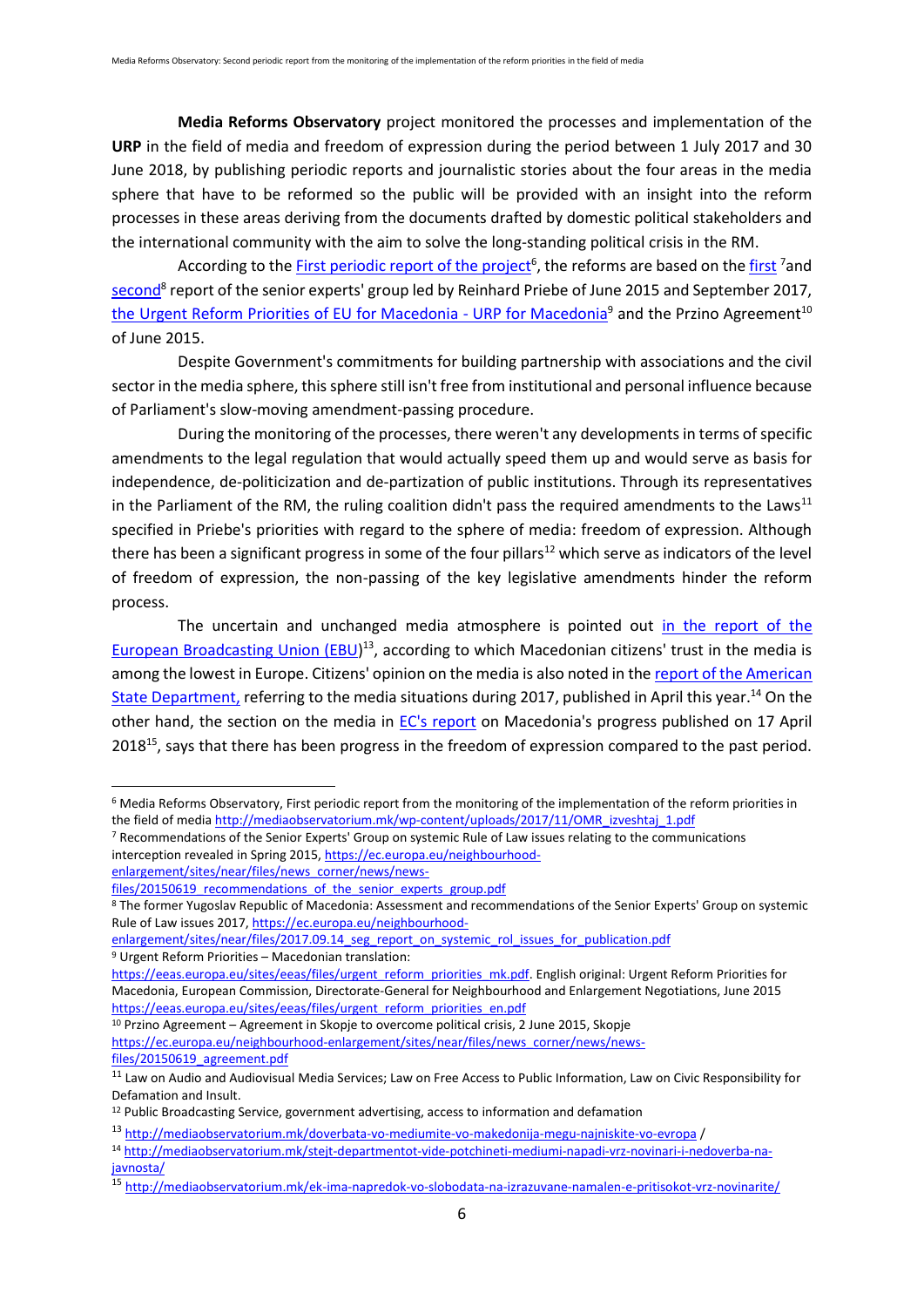**Media Reforms Observatory** project monitored the processes and implementation of the **URP** in the field of media and freedom of expression during the period between 1 July 2017 and 30 June 2018, by publishing periodic reports and journalistic stories about the four areas in the media sphere that have to be reformed so the public will be provided with an insight into the reform processes in these areas deriving from the documents drafted by domestic political stakeholders and the international community with the aim to solve the long-standing political crisis in the RM.

According to the First periodic report of the project[6], the reforms are based on the first [7]and second[8] report of the senior experts' group led by Reinhard Priebe of June 2015 and September 2017, the Urgent Reform Priorities of EU for Macedonia - URP for Macedonia[9] and the Przino Agreement[10] of June 2015.

Despite Government's commitments for building partnership with associations and the civil sector in the media sphere, this sphere still isn't free from institutional and personal influence because of Parliament's slow-moving amendment-passing procedure.

During the monitoring of the processes, there weren't any developments in terms of specific amendments to the legal regulation that would actually speed them up and would serve as basis for independence, de-politicization and de-partization of public institutions. Through its representatives in the Parliament of the RM, the ruling coalition didn't pass the required amendments to the Laws[11] specified in Priebe's priorities with regard to the sphere of media: freedom of expression. Although there has been a significant progress in some of the four pillars[12] which serve as indicators of the level of freedom of expression, the non-passing of the key legislative amendments hinder the reform process.

The uncertain and unchanged media atmosphere is pointed out in the report of the European Broadcasting Union (EBU)[13], according to which Macedonian citizens' trust in the media is among the lowest in Europe. Citizens' opinion on the media is also noted in the report of the American State Department, referring to the media situations during 2017, published in April this year.[14] On the other hand, the section on the media in EC's report on Macedonia's progress published on 17 April 2018[15], says that there has been progress in the freedom of expression compared to the past period.

---

[6] Media Reforms Observatory, First periodic report from the monitoring of the implementation of the reform priorities in the field of media http://mediaobservatorium.mk/wp-content/uploads/2017/11/OMR_izveshtaj_1.pdf

[7] Recommendations of the Senior Experts' Group on systemic Rule of Law issues relating to the communications interception revealed in Spring 2015, https://ec.europa.eu/neighbourhood-enlargement/sites/near/files/news_corner/news/news-files/20150619_recommendations_of_the_senior_experts_group.pdf

[8] The former Yugoslav Republic of Macedonia: Assessment and recommendations of the Senior Experts' Group on systemic Rule of Law issues 2017, https://ec.europa.eu/neighbourhood-enlargement/sites/near/files/2017.09.14_seg_report_on_systemic_rol_issues_for_publication.pdf

[9] Urgent Reform Priorities – Macedonian translation: https://eeas.europa.eu/sites/eeas/files/urgent_reform_priorities_mk.pdf. English original: Urgent Reform Priorities for Macedonia, European Commission, Directorate-General for Neighbourhood and Enlargement Negotiations, June 2015 https://eeas.europa.eu/sites/eeas/files/urgent_reform_priorities_en.pdf

[10] Przino Agreement – Agreement in Skopje to overcome political crisis, 2 June 2015, Skopje https://ec.europa.eu/neighbourhood-enlargement/sites/near/files/news_corner/news/news-files/20150619_agreement.pdf

[11] Law on Audio and Audiovisual Media Services; Law on Free Access to Public Information, Law on Civic Responsibility for Defamation and Insult.

[12] Public Broadcasting Service, government advertising, access to information and defamation

[13] http://mediaobservatorium.mk/doverbata-vo-mediumite-vo-makedonija-megu-najniskite-vo-evropa /

[14] http://mediaobservatorium.mk/stejt-departmentot-vide-potchineti-mediumi-napadi-vrz-novinari-i-nedoverba-na-javnosta/

[15] http://mediaobservatorium.mk/ek-ima-napredok-vo-slobodata-na-izrazuvane-namalen-e-pritisokot-vrz-novinarite/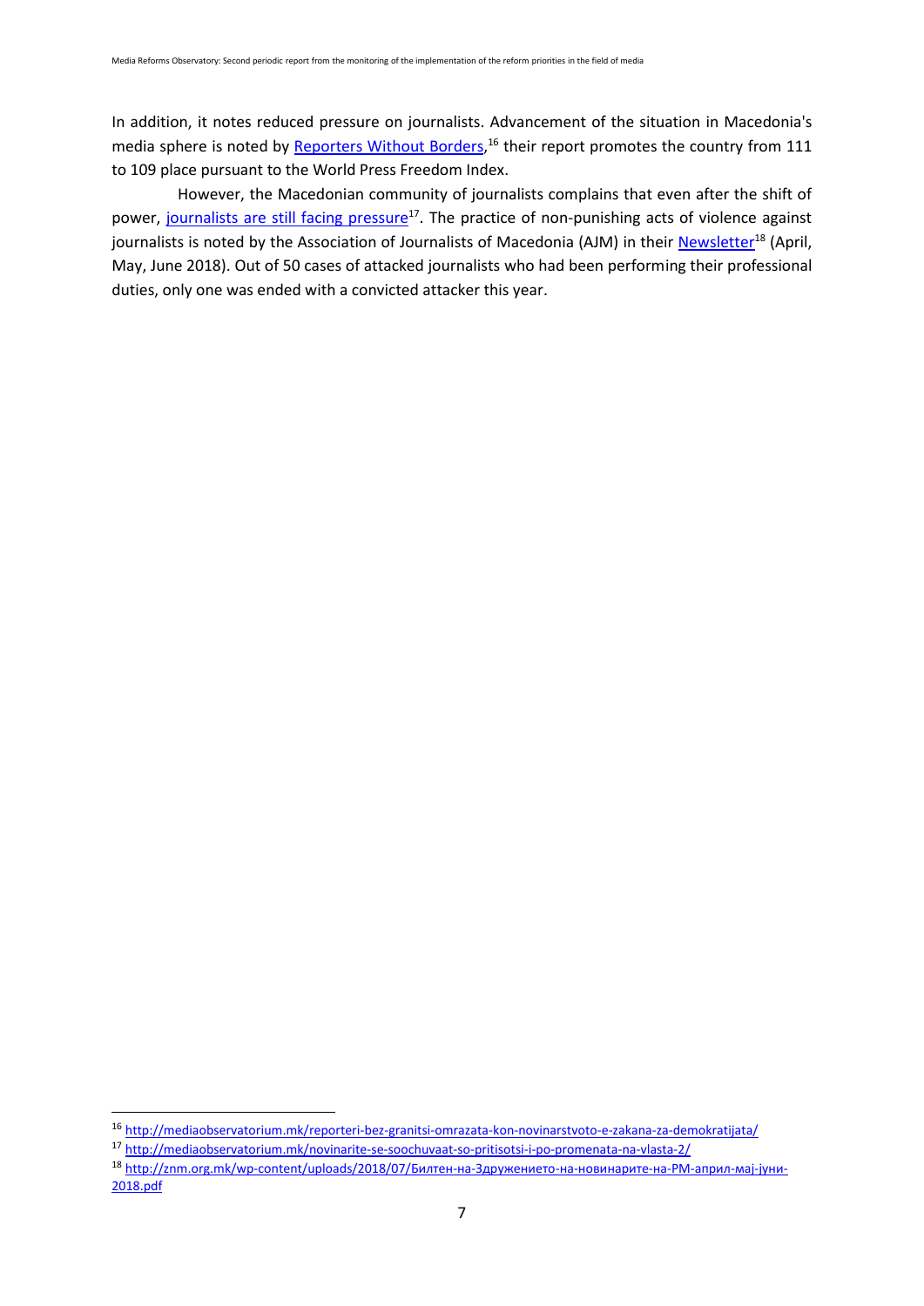In addition, it notes reduced pressure on journalists. Advancement of the situation in Macedonia's media sphere is noted by [Reporters Without Borders](http://mediaobservatorium.mk/reporteri-bez-granitsi-omrazata-kon-novinarstvoto-e-zakana-za-demokratijata/),[16] their report promotes the country from 111 to 109 place pursuant to the World Press Freedom Index.

However, the Macedonian community of journalists complains that even after the shift of power, [journalists are still facing pressure](http://mediaobservatorium.mk/novinarite-se-soochuvaat-so-pritisotsi-i-po-promenata-na-vlasta-2/)[17]. The practice of non-punishing acts of violence against journalists is noted by the Association of Journalists of Macedonia (AJM) in their [Newsletter](http://znm.org.mk/wp-content/uploads/2018/07/Билтен-на-Здружението-на-новинарите-на-РМ-април-мај-јуни-2018.pdf)[18] (April, May, June 2018). Out of 50 cases of attacked journalists who had been performing their professional duties, only one was ended with a convicted attacker this year.

---

[16] http://mediaobservatorium.mk/reporteri-bez-granitsi-omrazata-kon-novinarstvoto-e-zakana-za-demokratijata/

[17] http://mediaobservatorium.mk/novinarite-se-soochuvaat-so-pritisotsi-i-po-promenata-na-vlasta-2/

[18] http://znm.org.mk/wp-content/uploads/2018/07/Билтен-на-Здружението-на-новинарите-на-РМ-април-мај-јуни-2018.pdf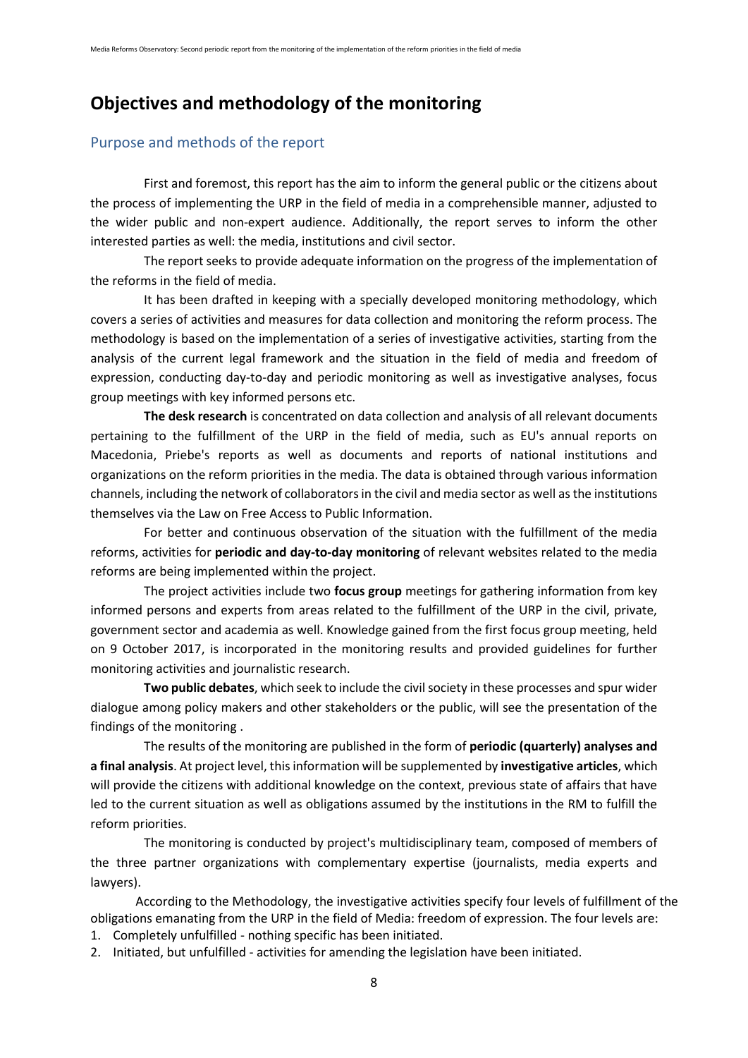# Objectives and methodology of the monitoring

## Purpose and methods of the report

First and foremost, this report has the aim to inform the general public or the citizens about the process of implementing the URP in the field of media in a comprehensible manner, adjusted to the wider public and non-expert audience. Additionally, the report serves to inform the other interested parties as well: the media, institutions and civil sector.

The report seeks to provide adequate information on the progress of the implementation of the reforms in the field of media.

It has been drafted in keeping with a specially developed monitoring methodology, which covers a series of activities and measures for data collection and monitoring the reform process. The methodology is based on the implementation of a series of investigative activities, starting from the analysis of the current legal framework and the situation in the field of media and freedom of expression, conducting day-to-day and periodic monitoring as well as investigative analyses, focus group meetings with key informed persons etc.

**The desk research** is concentrated on data collection and analysis of all relevant documents pertaining to the fulfillment of the URP in the field of media, such as EU's annual reports on Macedonia, Priebe's reports as well as documents and reports of national institutions and organizations on the reform priorities in the media. The data is obtained through various information channels, including the network of collaborators in the civil and media sector as well as the institutions themselves via the Law on Free Access to Public Information.

For better and continuous observation of the situation with the fulfillment of the media reforms, activities for **periodic and day-to-day monitoring** of relevant websites related to the media reforms are being implemented within the project.

The project activities include two **focus group** meetings for gathering information from key informed persons and experts from areas related to the fulfillment of the URP in the civil, private, government sector and academia as well. Knowledge gained from the first focus group meeting, held on 9 October 2017, is incorporated in the monitoring results and provided guidelines for further monitoring activities and journalistic research.

**Two public debates**, which seek to include the civil society in these processes and spur wider dialogue among policy makers and other stakeholders or the public, will see the presentation of the findings of the monitoring .

The results of the monitoring are published in the form of **periodic (quarterly) analyses and a final analysis**. At project level, this information will be supplemented by **investigative articles**, which will provide the citizens with additional knowledge on the context, previous state of affairs that have led to the current situation as well as obligations assumed by the institutions in the RM to fulfill the reform priorities.

The monitoring is conducted by project's multidisciplinary team, composed of members of the three partner organizations with complementary expertise (journalists, media experts and lawyers).

According to the Methodology, the investigative activities specify four levels of fulfillment of the obligations emanating from the URP in the field of Media: freedom of expression. The four levels are:

1. Completely unfulfilled - nothing specific has been initiated.
2. Initiated, but unfulfilled - activities for amending the legislation have been initiated.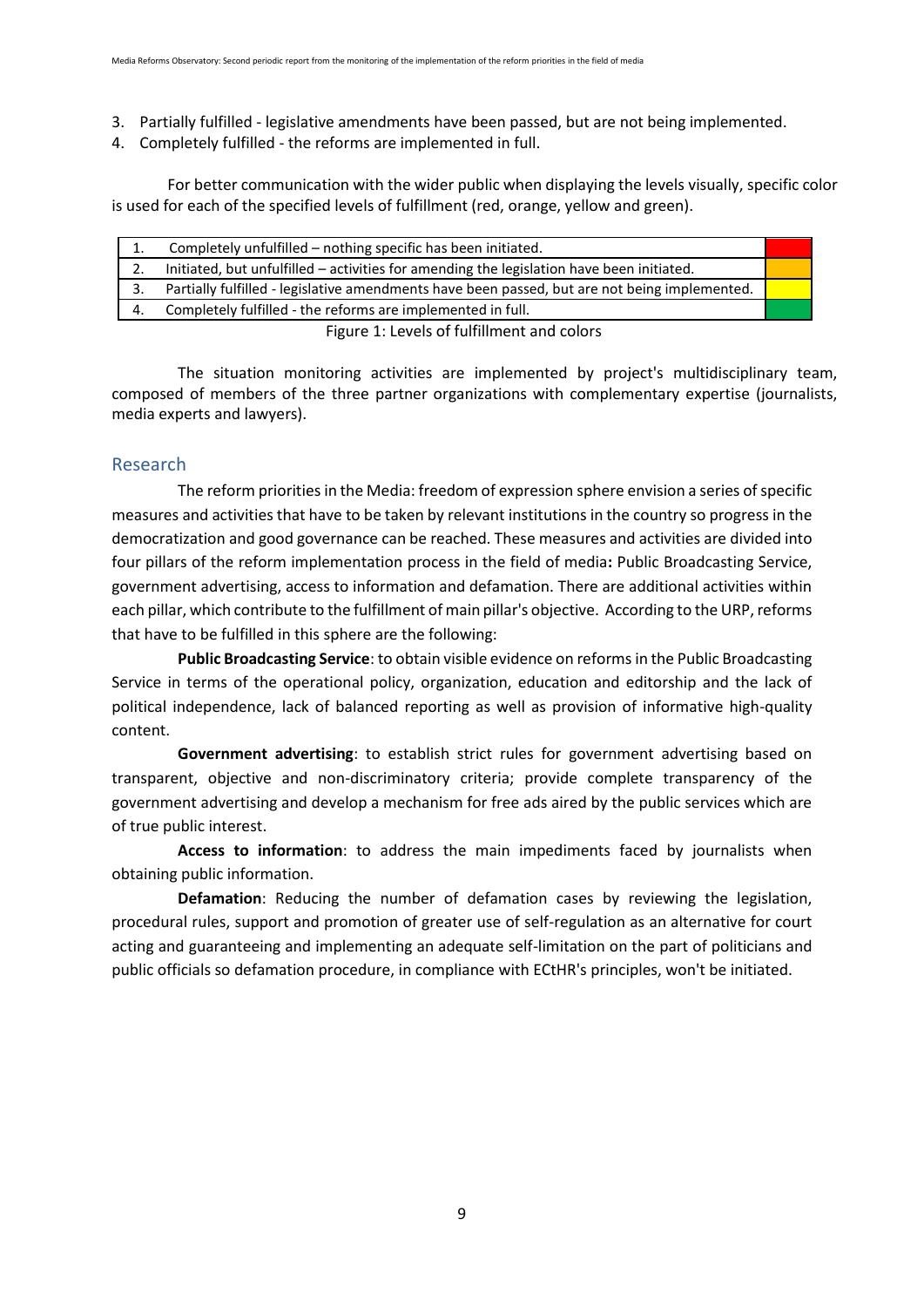3. Partially fulfilled - legislative amendments have been passed, but are not being implemented.
4. Completely fulfilled - the reforms are implemented in full.

For better communication with the wider public when displaying the levels visually, specific color is used for each of the specified levels of fulfillment (red, orange, yellow and green).

| | | |
|---|---|---|
| 1. | Completely unfulfilled – nothing specific has been initiated. | |
| 2. | Initiated, but unfulfilled – activities for amending the legislation have been initiated. | |
| 3. | Partially fulfilled - legislative amendments have been passed, but are not being implemented. | |
| 4. | Completely fulfilled - the reforms are implemented in full. | |

Figure 1: Levels of fulfillment and colors

The situation monitoring activities are implemented by project's multidisciplinary team, composed of members of the three partner organizations with complementary expertise (journalists, media experts and lawyers).

## Research

The reform priorities in the Media: freedom of expression sphere envision a series of specific measures and activities that have to be taken by relevant institutions in the country so progress in the democratization and good governance can be reached. These measures and activities are divided into four pillars of the reform implementation process in the field of media**:** Public Broadcasting Service, government advertising, access to information and defamation. There are additional activities within each pillar, which contribute to the fulfillment of main pillar's objective. According to the URP, reforms that have to be fulfilled in this sphere are the following:

**Public Broadcasting Service**: to obtain visible evidence on reforms in the Public Broadcasting Service in terms of the operational policy, organization, education and editorship and the lack of political independence, lack of balanced reporting as well as provision of informative high-quality content.

**Government advertising**: to establish strict rules for government advertising based on transparent, objective and non-discriminatory criteria; provide complete transparency of the government advertising and develop a mechanism for free ads aired by the public services which are of true public interest.

**Access to information**: to address the main impediments faced by journalists when obtaining public information.

**Defamation**: Reducing the number of defamation cases by reviewing the legislation, procedural rules, support and promotion of greater use of self-regulation as an alternative for court acting and guaranteeing and implementing an adequate self-limitation on the part of politicians and public officials so defamation procedure, in compliance with ECtHR's principles, won't be initiated.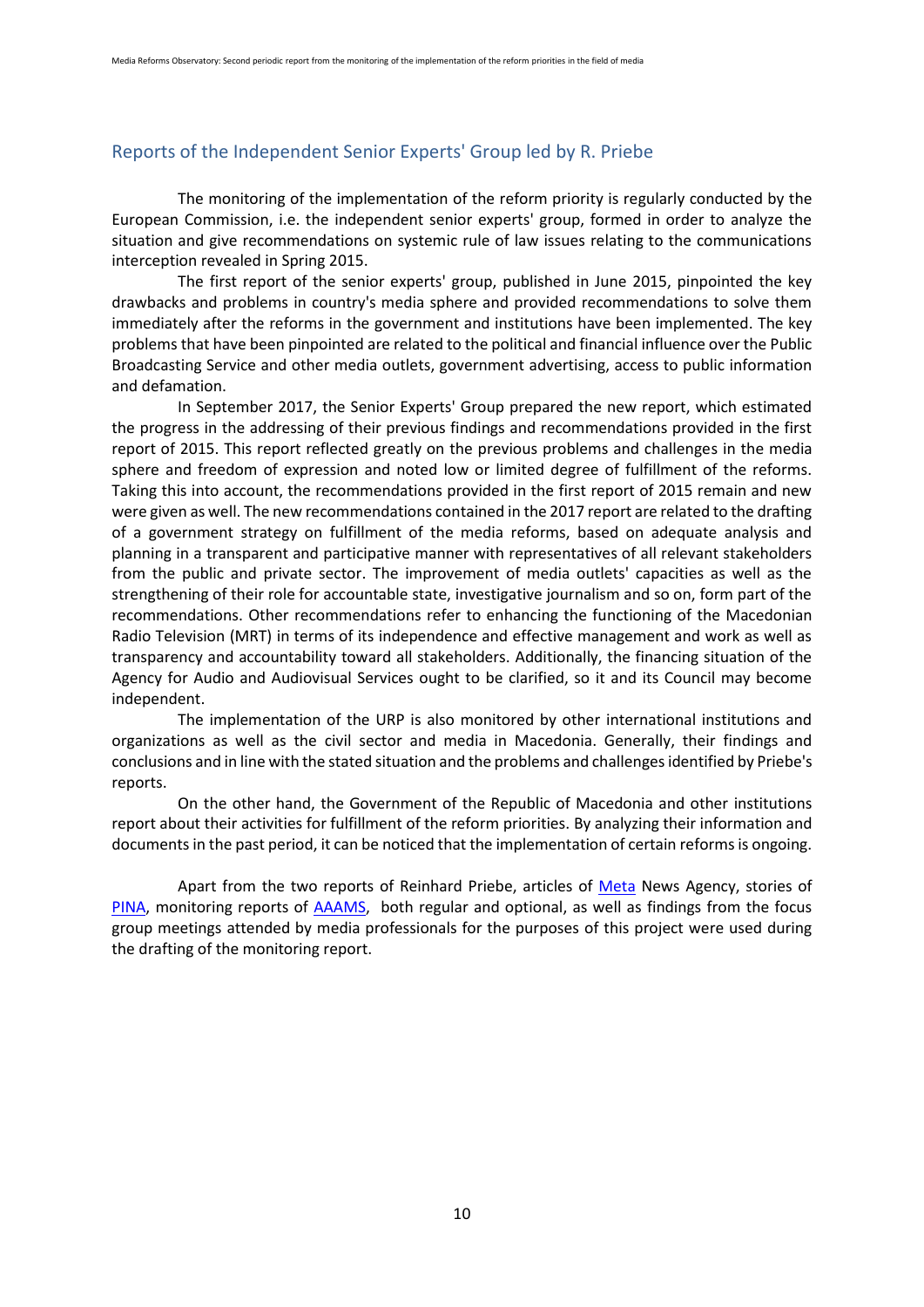## Reports of the Independent Senior Experts' Group led by R. Priebe

The monitoring of the implementation of the reform priority is regularly conducted by the European Commission, i.e. the independent senior experts' group, formed in order to analyze the situation and give recommendations on systemic rule of law issues relating to the communications interception revealed in Spring 2015.

The first report of the senior experts' group, published in June 2015, pinpointed the key drawbacks and problems in country's media sphere and provided recommendations to solve them immediately after the reforms in the government and institutions have been implemented. The key problems that have been pinpointed are related to the political and financial influence over the Public Broadcasting Service and other media outlets, government advertising, access to public information and defamation.

In September 2017, the Senior Experts' Group prepared the new report, which estimated the progress in the addressing of their previous findings and recommendations provided in the first report of 2015. This report reflected greatly on the previous problems and challenges in the media sphere and freedom of expression and noted low or limited degree of fulfillment of the reforms. Taking this into account, the recommendations provided in the first report of 2015 remain and new were given as well. The new recommendations contained in the 2017 report are related to the drafting of a government strategy on fulfillment of the media reforms, based on adequate analysis and planning in a transparent and participative manner with representatives of all relevant stakeholders from the public and private sector. The improvement of media outlets' capacities as well as the strengthening of their role for accountable state, investigative journalism and so on, form part of the recommendations. Other recommendations refer to enhancing the functioning of the Macedonian Radio Television (MRT) in terms of its independence and effective management and work as well as transparency and accountability toward all stakeholders. Additionally, the financing situation of the Agency for Audio and Audiovisual Services ought to be clarified, so it and its Council may become independent.

The implementation of the URP is also monitored by other international institutions and organizations as well as the civil sector and media in Macedonia. Generally, their findings and conclusions and in line with the stated situation and the problems and challenges identified by Priebe's reports.

On the other hand, the Government of the Republic of Macedonia and other institutions report about their activities for fulfillment of the reform priorities. By analyzing their information and documents in the past period, it can be noticed that the implementation of certain reforms is ongoing.

Apart from the two reports of Reinhard Priebe, articles of Meta News Agency, stories of PINA, monitoring reports of AAAMS, both regular and optional, as well as findings from the focus group meetings attended by media professionals for the purposes of this project were used during the drafting of the monitoring report.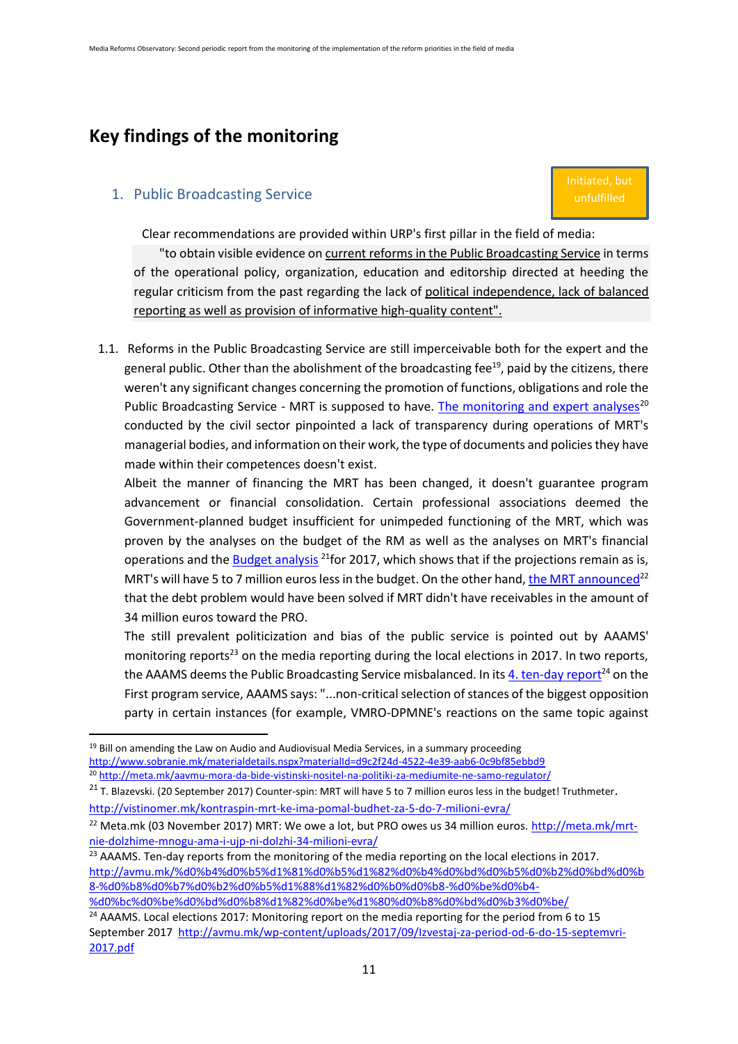# Key findings of the monitoring

## 1. Public Broadcasting Service

Initiated, but unfulfilled

Clear recommendations are provided within URP's first pillar in the field of media:

> "to obtain visible evidence on current reforms in the Public Broadcasting Service in terms of the operational policy, organization, education and editorship directed at heeding the regular criticism from the past regarding the lack of political independence, lack of balanced reporting as well as provision of informative high-quality content".

1.1. Reforms in the Public Broadcasting Service are still imperceivable both for the expert and the general public. Other than the abolishment of the broadcasting fee[19], paid by the citizens, there weren't any significant changes concerning the promotion of functions, obligations and role the Public Broadcasting Service - MRT is supposed to have. The monitoring and expert analyses[20] conducted by the civil sector pinpointed a lack of transparency during operations of MRT's managerial bodies, and information on their work, the type of documents and policies they have made within their competences doesn't exist.

Albeit the manner of financing the MRT has been changed, it doesn't guarantee program advancement or financial consolidation. Certain professional associations deemed the Government-planned budget insufficient for unimpeded functioning of the MRT, which was proven by the analyses on the budget of the RM as well as the analyses on MRT's financial operations and the Budget analysis [21]for 2017, which shows that if the projections remain as is, MRT's will have 5 to 7 million euros less in the budget. On the other hand, the MRT announced[22] that the debt problem would have been solved if MRT didn't have receivables in the amount of 34 million euros toward the PRO.

The still prevalent politicization and bias of the public service is pointed out by AAAMS' monitoring reports[23] on the media reporting during the local elections in 2017. In two reports, the AAAMS deems the Public Broadcasting Service misbalanced. In its 4. ten-day report[24] on the First program service, AAAMS says: "...non-critical selection of stances of the biggest opposition party in certain instances (for example, VMRO-DPMNE's reactions on the same topic against

---

[19] Bill on amending the Law on Audio and Audiovisual Media Services, in a summary proceeding http://www.sobranie.mk/materialdetails.nspx?materialId=d9c2f24d-4522-4e39-aab6-0c9bf85ebbd9

[20] http://meta.mk/aavmu-mora-da-bide-vistinski-nositel-na-politiki-za-mediumite-ne-samo-regulator/

[21] T. Blazevski. (20 September 2017) Counter-spin: MRT will have 5 to 7 million euros less in the budget! Truthmeter. http://vistinomer.mk/kontraspin-mrt-ke-ima-pomal-budhet-za-5-do-7-milioni-evra/

[22] Meta.mk (03 November 2017) MRT: We owe a lot, but PRO owes us 34 million euros. http://meta.mk/mrt-nie-dolzhime-mnogu-ama-i-ujp-ni-dolzhi-34-milioni-evra/

[23] AAAMS. Ten-day reports from the monitoring of the media reporting on the local elections in 2017. http://avmu.mk/%d0%b4%d0%b5%d1%81%d0%b5%d1%82%d0%b4%d0%bd%d0%b5%d0%b2%d0%bd%d0%b8-%d0%b8%d0%b7%d0%b2%d0%b5%d1%88%d1%82%d0%b0%d0%b8-%d0%be%d0%b4-%d0%bc%d0%be%d0%bd%d0%b8%d1%82%d0%be%d1%80%d0%b8%d0%bd%d0%b3%d0%be/

[24] AAAMS. Local elections 2017: Monitoring report on the media reporting for the period from 6 to 15 September 2017 http://avmu.mk/wp-content/uploads/2017/09/Izvestaj-za-period-od-6-do-15-septemvri-2017.pdf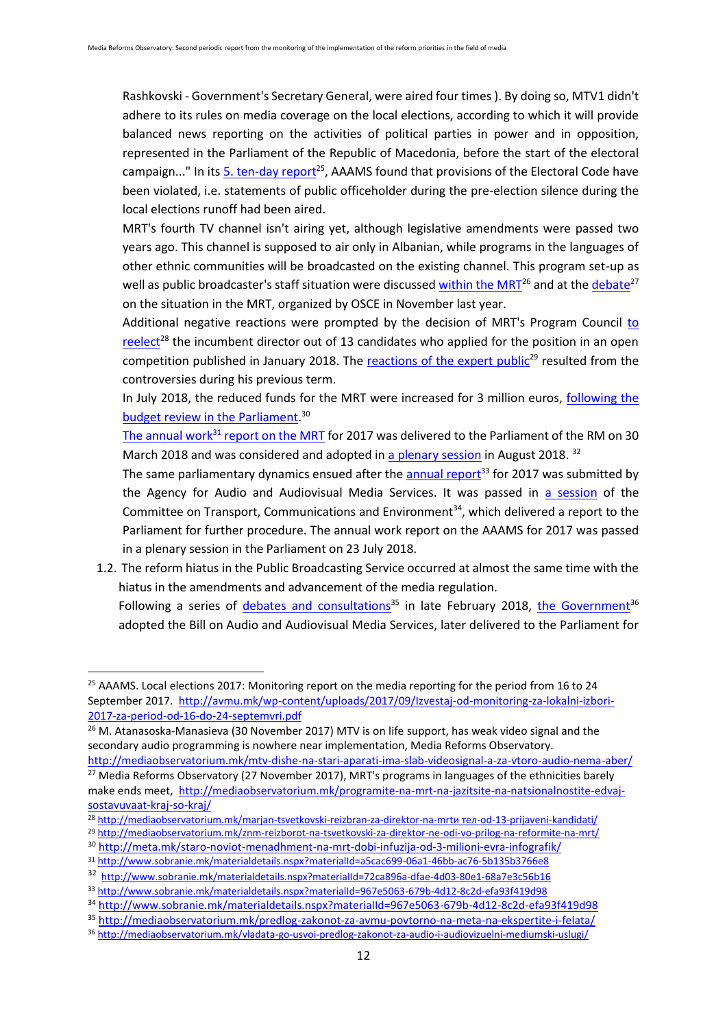Rashkovski - Government's Secretary General, were aired four times ). By doing so, MTV1 didn't adhere to its rules on media coverage on the local elections, according to which it will provide balanced news reporting on the activities of political parties in power and in opposition, represented in the Parliament of the Republic of Macedonia, before the start of the electoral campaign..." In its 5. ten-day report[25], AAAMS found that provisions of the Electoral Code have been violated, i.e. statements of public officeholder during the pre-election silence during the local elections runoff had been aired.

MRT's fourth TV channel isn't airing yet, although legislative amendments were passed two years ago. This channel is supposed to air only in Albanian, while programs in the languages of other ethnic communities will be broadcasted on the existing channel. This program set-up as well as public broadcaster's staff situation were discussed within the MRT[26] and at the debate[27] on the situation in the MRT, organized by OSCE in November last year.

Additional negative reactions were prompted by the decision of MRT's Program Council to reelect[28] the incumbent director out of 13 candidates who applied for the position in an open competition published in January 2018. The reactions of the expert public[29] resulted from the controversies during his previous term.

In July 2018, the reduced funds for the MRT were increased for 3 million euros, following the budget review in the Parliament.[30]

The annual work[31] report on the MRT for 2017 was delivered to the Parliament of the RM on 30 March 2018 and was considered and adopted in a plenary session in August 2018. [32]

The same parliamentary dynamics ensued after the annual report[33] for 2017 was submitted by the Agency for Audio and Audiovisual Media Services. It was passed in a session of the Committee on Transport, Communications and Environment[34], which delivered a report to the Parliament for further procedure. The annual work report on the AAAMS for 2017 was passed in a plenary session in the Parliament on 23 July 2018.

1.2. The reform hiatus in the Public Broadcasting Service occurred at almost the same time with the hiatus in the amendments and advancement of the media regulation.
Following a series of debates and consultations[35] in late February 2018, the Government[36] adopted the Bill on Audio and Audiovisual Media Services, later delivered to the Parliament for

---

[25] AAAMS. Local elections 2017: Monitoring report on the media reporting for the period from 16 to 24 September 2017. http://avmu.mk/wp-content/uploads/2017/09/Izvestaj-od-monitoring-za-lokalni-izbori-2017-za-period-od-16-do-24-septemvri.pdf

[26] M. Atanasoska-Manasieva (30 November 2017) MTV is on life support, has weak video signal and the secondary audio programming is nowhere near implementation, Media Reforms Observatory. http://mediaobservatorium.mk/mtv-dishe-na-stari-aparati-ima-slab-videosignal-a-za-vtoro-audio-nema-aber/

[27] Media Reforms Observatory (27 November 2017), MRT's programs in languages of the ethnicities barely make ends meet, http://mediaobservatorium.mk/programite-na-mrt-na-jazitsite-na-natsionalnostite-edvaj-sostavuvaat-kraj-so-kraj/

[28] http://mediaobservatorium.mk/marjan-tsvetkovski-reizbran-za-direktor-na-mrtи тел-od-13-prijaveni-kandidati/

[29] http://mediaobservatorium.mk/znm-reizborot-na-tsvetkovski-za-direktor-ne-odi-vo-prilog-na-reformite-na-mrt/

[30] http://meta.mk/staro-noviot-menadhment-na-mrt-dobi-infuzija-od-3-milioni-evra-infografik/

[31] http://www.sobranie.mk/materialdetails.nspx?materialId=a5cac699-06a1-46bb-ac76-5b135b3766e8

[32] http://www.sobranie.mk/materialdetails.nspx?materialId=72ca896a-dfae-4d03-80e1-68a7e3c56b16

[33] http://www.sobranie.mk/materialdetails.nspx?materialId=967e5063-679b-4d12-8c2d-efa93f419d98

[34] http://www.sobranie.mk/materialdetails.nspx?materialId=967e5063-679b-4d12-8c2d-efa93f419d98

[35] http://mediaobservatorium.mk/predlog-zakonot-za-avmu-povtorno-na-meta-na-ekspertite-i-felata/

[36] http://mediaobservatorium.mk/vladata-go-usvoi-predlog-zakonot-za-audio-i-audiovizuelni-mediumski-uslugi/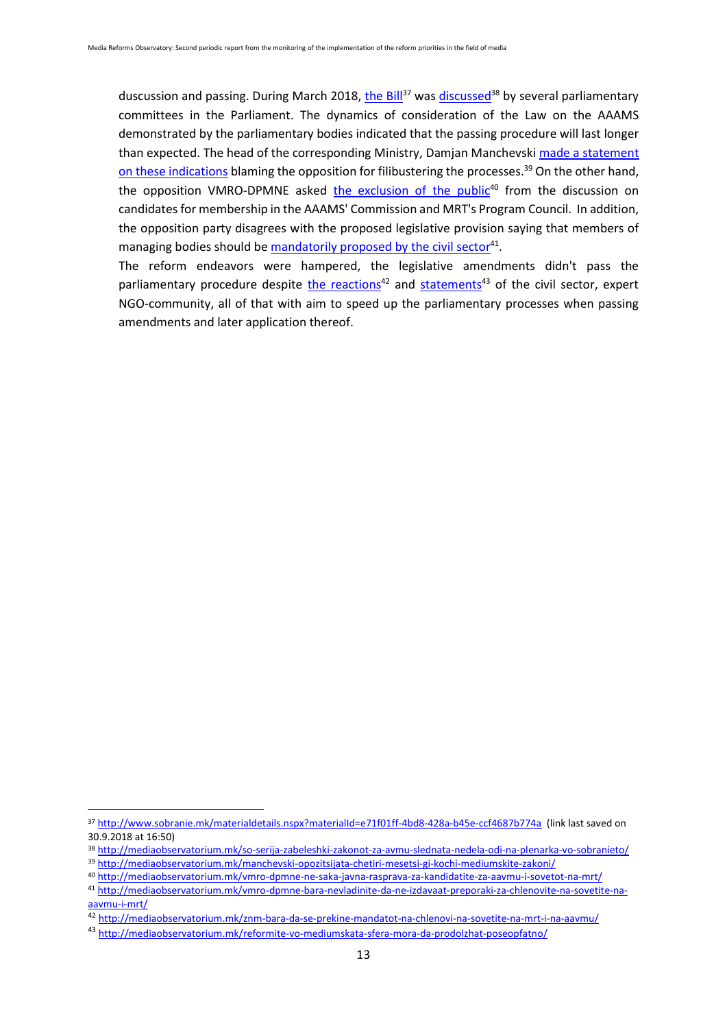duscussion and passing. During March 2018, the Bill[37] was discussed[38] by several parliamentary committees in the Parliament. The dynamics of consideration of the Law on the AAAMS demonstrated by the parliamentary bodies indicated that the passing procedure will last longer than expected. The head of the corresponding Ministry, Damjan Manchevski made a statement on these indications blaming the opposition for filibustering the processes.[39] On the other hand, the opposition VMRO-DPMNE asked the exclusion of the public[40] from the discussion on candidates for membership in the AAAMS' Commission and MRT's Program Council. In addition, the opposition party disagrees with the proposed legislative provision saying that members of managing bodies should be mandatorily proposed by the civil sector[41].

The reform endeavors were hampered, the legislative amendments didn't pass the parliamentary procedure despite the reactions[42] and statements[43] of the civil sector, expert NGO-community, all of that with aim to speed up the parliamentary processes when passing amendments and later application thereof.

---

[37] http://www.sobranie.mk/materialdetails.nspx?materialId=e71f01ff-4bd8-428a-b45e-ccf4687b774a (link last saved on 30.9.2018 at 16:50)

[38] http://mediaobservatorium.mk/so-serija-zabeleshki-zakonot-za-avmu-slednata-nedela-odi-na-plenarka-vo-sobranieto/

[39] http://mediaobservatorium.mk/manchevski-opozitsijata-chetiri-mesetsi-gi-kochi-mediumskite-zakoni/

[40] http://mediaobservatorium.mk/vmro-dpmne-ne-saka-javna-rasprava-za-kandidatite-za-aavmu-i-sovetot-na-mrt/

[41] http://mediaobservatorium.mk/vmro-dpmne-bara-nevladinite-da-ne-izdavaat-preporaki-za-chlenovite-na-sovetite-na-aavmu-i-mrt/

[42] http://mediaobservatorium.mk/znm-bara-da-se-prekine-mandatot-na-chlenovi-na-sovetite-na-mrt-i-na-aavmu/

[43] http://mediaobservatorium.mk/reformite-vo-mediumskata-sfera-mora-da-prodolzhat-poseopfatno/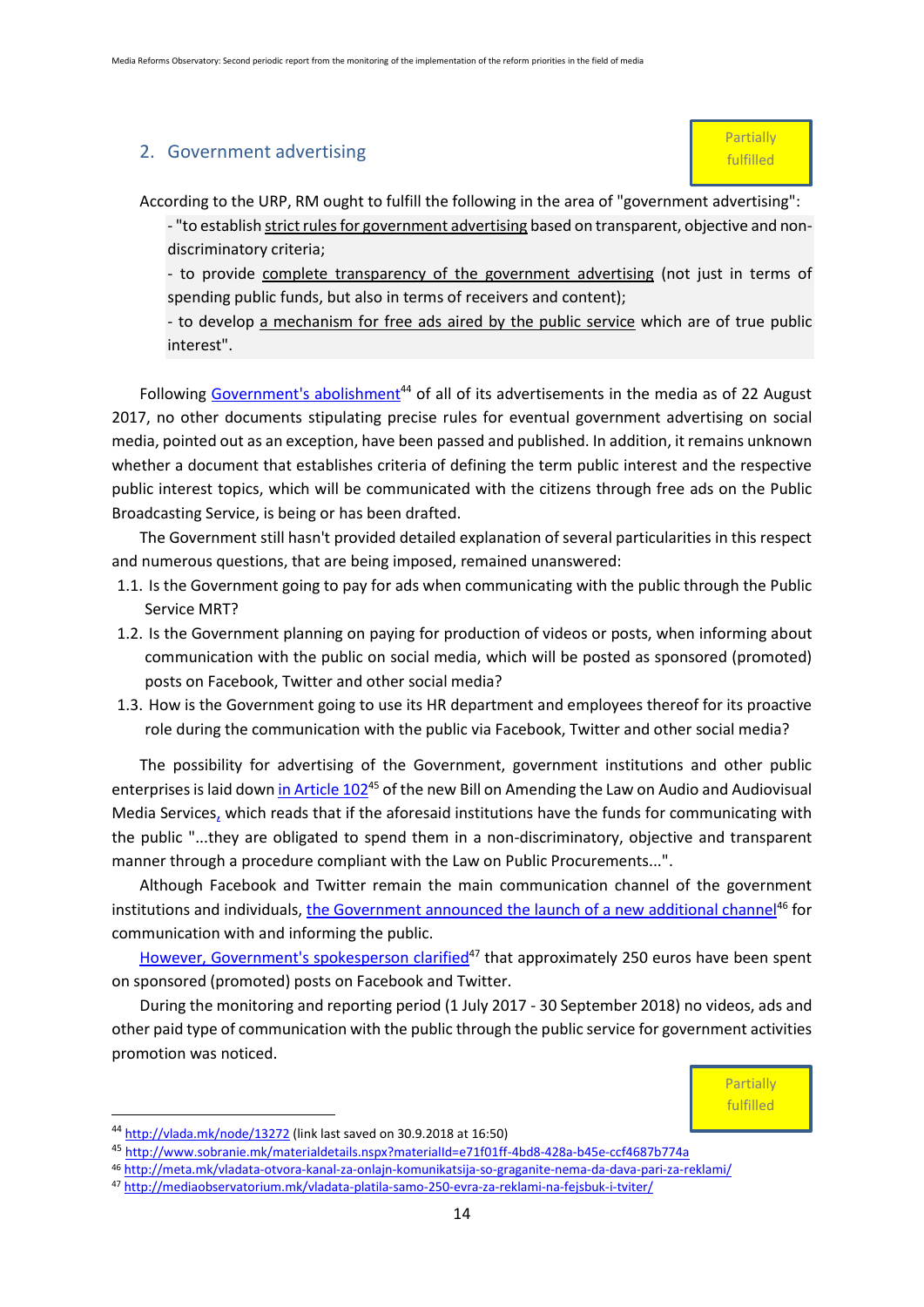## 2. Government advertising

Partially fulfilled

According to the URP, RM ought to fulfill the following in the area of "government advertising":

- "to establish strict rules for government advertising based on transparent, objective and non-discriminatory criteria;
- to provide complete transparency of the government advertising (not just in terms of spending public funds, but also in terms of receivers and content);
- to develop a mechanism for free ads aired by the public service which are of true public interest".

Following Government's abolishment[44] of all of its advertisements in the media as of 22 August 2017, no other documents stipulating precise rules for eventual government advertising on social media, pointed out as an exception, have been passed and published. In addition, it remains unknown whether a document that establishes criteria of defining the term public interest and the respective public interest topics, which will be communicated with the citizens through free ads on the Public Broadcasting Service, is being or has been drafted.

The Government still hasn't provided detailed explanation of several particularities in this respect and numerous questions, that are being imposed, remained unanswered:

1.1. Is the Government going to pay for ads when communicating with the public through the Public Service MRT?

1.2. Is the Government planning on paying for production of videos or posts, when informing about communication with the public on social media, which will be posted as sponsored (promoted) posts on Facebook, Twitter and other social media?

1.3. How is the Government going to use its HR department and employees thereof for its proactive role during the communication with the public via Facebook, Twitter and other social media?

The possibility for advertising of the Government, government institutions and other public enterprises is laid down in Article 102[45] of the new Bill on Amending the Law on Audio and Audiovisual Media Services, which reads that if the aforesaid institutions have the funds for communicating with the public "...they are obligated to spend them in a non-discriminatory, objective and transparent manner through a procedure compliant with the Law on Public Procurements...".

Although Facebook and Twitter remain the main communication channel of the government institutions and individuals, the Government announced the launch of a new additional channel[46] for communication with and informing the public.

However, Government's spokesperson clarified[47] that approximately 250 euros have been spent on sponsored (promoted) posts on Facebook and Twitter.

During the monitoring and reporting period (1 July 2017 - 30 September 2018) no videos, ads and other paid type of communication with the public through the public service for government activities promotion was noticed.

Partially fulfilled

---

[44] http://vlada.mk/node/13272 (link last saved on 30.9.2018 at 16:50)

[45] http://www.sobranie.mk/materialdetails.nspx?materialId=e71f01ff-4bd8-428a-b45e-ccf4687b774a

[46] http://meta.mk/vladata-otvora-kanal-za-onlajn-komunikatsija-so-graganite-nema-da-dava-pari-za-reklami/

[47] http://mediaobservatorium.mk/vladata-platila-samo-250-evra-za-reklami-na-fejsbuk-i-tviter/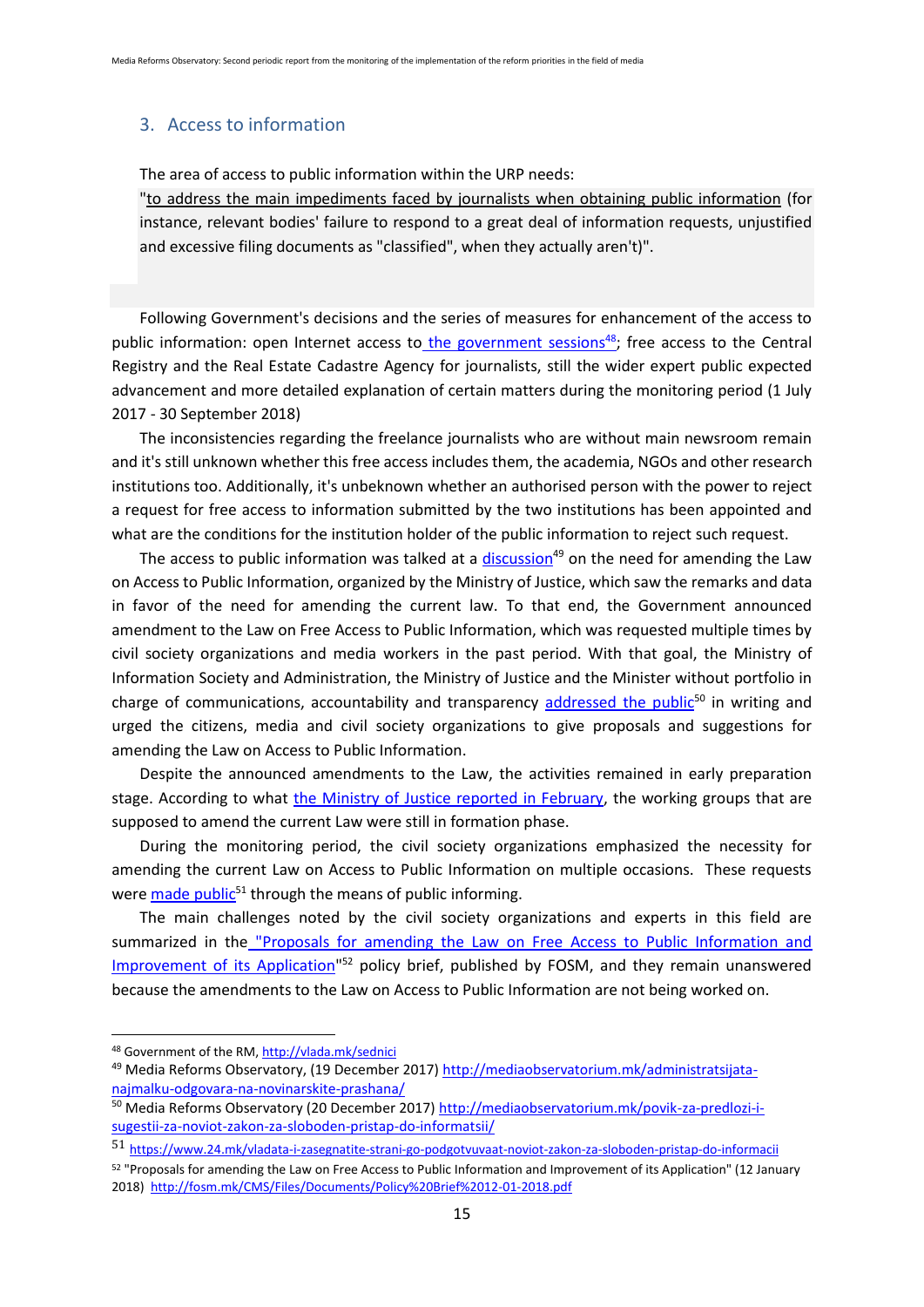## 3. Access to information

The area of access to public information within the URP needs:

"to address the main impediments faced by journalists when obtaining public information (for instance, relevant bodies' failure to respond to a great deal of information requests, unjustified and excessive filing documents as "classified", when they actually aren't)".

Following Government's decisions and the series of measures for enhancement of the access to public information: open Internet access to the government sessions[48]; free access to the Central Registry and the Real Estate Cadastre Agency for journalists, still the wider expert public expected advancement and more detailed explanation of certain matters during the monitoring period (1 July 2017 - 30 September 2018)

The inconsistencies regarding the freelance journalists who are without main newsroom remain and it's still unknown whether this free access includes them, the academia, NGOs and other research institutions too. Additionally, it's unbeknown whether an authorised person with the power to reject a request for free access to information submitted by the two institutions has been appointed and what are the conditions for the institution holder of the public information to reject such request.

The access to public information was talked at a discussion[49] on the need for amending the Law on Access to Public Information, organized by the Ministry of Justice, which saw the remarks and data in favor of the need for amending the current law. To that end, the Government announced amendment to the Law on Free Access to Public Information, which was requested multiple times by civil society organizations and media workers in the past period. With that goal, the Ministry of Information Society and Administration, the Ministry of Justice and the Minister without portfolio in charge of communications, accountability and transparency addressed the public[50] in writing and urged the citizens, media and civil society organizations to give proposals and suggestions for amending the Law on Access to Public Information.

Despite the announced amendments to the Law, the activities remained in early preparation stage. According to what the Ministry of Justice reported in February, the working groups that are supposed to amend the current Law were still in formation phase.

During the monitoring period, the civil society organizations emphasized the necessity for amending the current Law on Access to Public Information on multiple occasions. These requests were made public[51] through the means of public informing.

The main challenges noted by the civil society organizations and experts in this field are summarized in the "Proposals for amending the Law on Free Access to Public Information and Improvement of its Application"[52] policy brief, published by FOSM, and they remain unanswered because the amendments to the Law on Access to Public Information are not being worked on.

---

[48] Government of the RM, http://vlada.mk/sednici

[49] Media Reforms Observatory, (19 December 2017) http://mediaobservatorium.mk/administratsijata-najmalku-odgovara-na-novinarskite-prashana/

[50] Media Reforms Observatory (20 December 2017) http://mediaobservatorium.mk/povik-za-predlozi-i-sugestii-za-noviot-zakon-za-sloboden-pristap-do-informatsii/

[51] https://www.24.mk/vladata-i-zasegnatite-strani-go-podgotvuvaat-noviot-zakon-za-sloboden-pristap-do-informacii

[52] "Proposals for amending the Law on Free Access to Public Information and Improvement of its Application" (12 January 2018) http://fosm.mk/CMS/Files/Documents/Policy%20Brief%2012-01-2018.pdf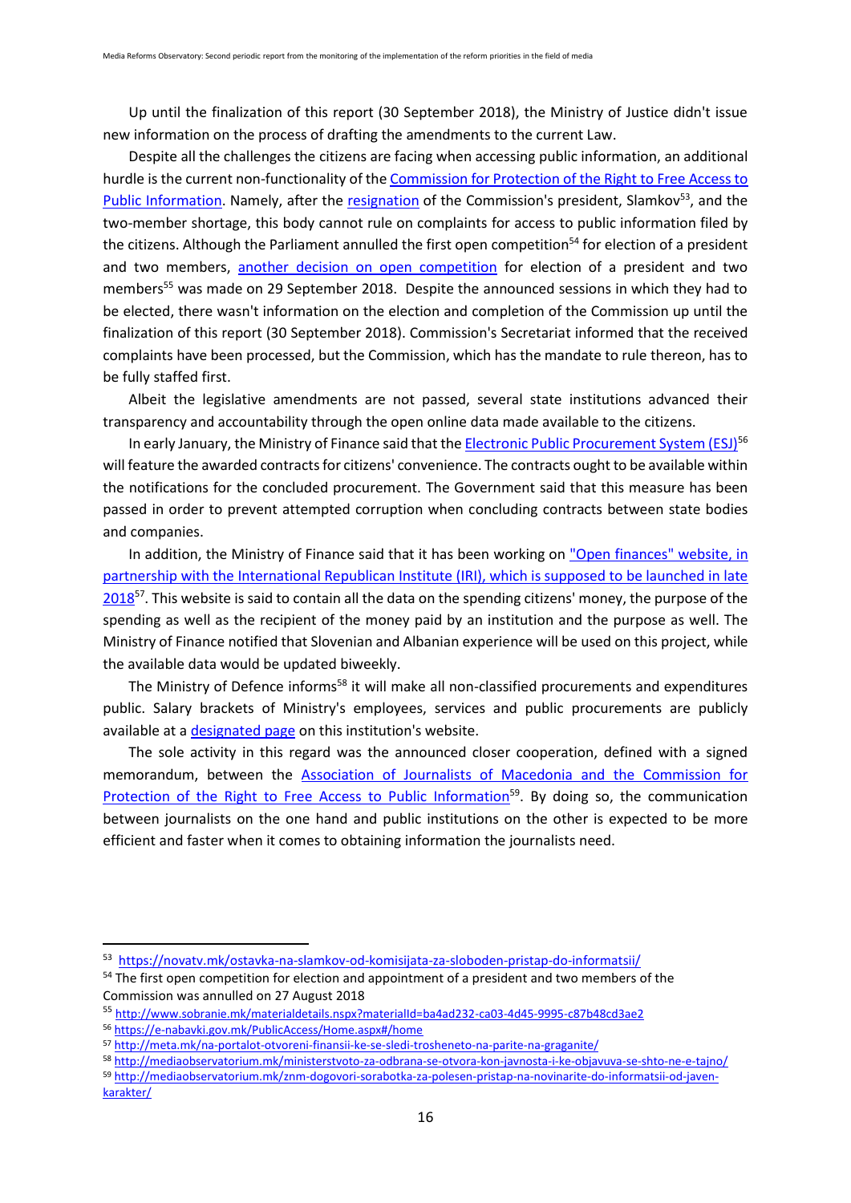Up until the finalization of this report (30 September 2018), the Ministry of Justice didn't issue new information on the process of drafting the amendments to the current Law.

Despite all the challenges the citizens are facing when accessing public information, an additional hurdle is the current non-functionality of the Commission for Protection of the Right to Free Access to Public Information. Namely, after the resignation of the Commission's president, Slamkov[53], and the two-member shortage, this body cannot rule on complaints for access to public information filed by the citizens. Although the Parliament annulled the first open competition[54] for election of a president and two members, another decision on open competition for election of a president and two members[55] was made on 29 September 2018. Despite the announced sessions in which they had to be elected, there wasn't information on the election and completion of the Commission up until the finalization of this report (30 September 2018). Commission's Secretariat informed that the received complaints have been processed, but the Commission, which has the mandate to rule thereon, has to be fully staffed first.

Albeit the legislative amendments are not passed, several state institutions advanced their transparency and accountability through the open online data made available to the citizens.

In early January, the Ministry of Finance said that the Electronic Public Procurement System (ESJ)[56] will feature the awarded contracts for citizens' convenience. The contracts ought to be available within the notifications for the concluded procurement. The Government said that this measure has been passed in order to prevent attempted corruption when concluding contracts between state bodies and companies.

In addition, the Ministry of Finance said that it has been working on "Open finances" website, in partnership with the International Republican Institute (IRI), which is supposed to be launched in late 2018[57]. This website is said to contain all the data on the spending citizens' money, the purpose of the spending as well as the recipient of the money paid by an institution and the purpose as well. The Ministry of Finance notified that Slovenian and Albanian experience will be used on this project, while the available data would be updated biweekly.

The Ministry of Defence informs[58] it will make all non-classified procurements and expenditures public. Salary brackets of Ministry's employees, services and public procurements are publicly available at a designated page on this institution's website.

The sole activity in this regard was the announced closer cooperation, defined with a signed memorandum, between the Association of Journalists of Macedonia and the Commission for Protection of the Right to Free Access to Public Information[59]. By doing so, the communication between journalists on the one hand and public institutions on the other is expected to be more efficient and faster when it comes to obtaining information the journalists need.

---

[53] https://novatv.mk/ostavka-na-slamkov-od-komisijata-za-sloboden-pristap-do-informatsii/

[54] The first open competition for election and appointment of a president and two members of the Commission was annulled on 27 August 2018

[55] http://www.sobranie.mk/materialdetails.nspx?materialId=ba4ad232-ca03-4d45-9995-c87b48cd3ae2

[56] https://e-nabavki.gov.mk/PublicAccess/Home.aspx#/home

[57] http://meta.mk/na-portalot-otvoreni-finansii-ke-se-sledi-trosheneto-na-parite-na-graganite/

[58] http://mediaobservatorium.mk/ministerstvoto-za-odbrana-se-otvora-kon-javnosta-i-ke-objavuva-se-shto-ne-e-tajno/

[59] http://mediaobservatorium.mk/znm-dogovori-sorabotka-za-polesen-pristap-na-novinarite-do-informatsii-od-javen-karakter/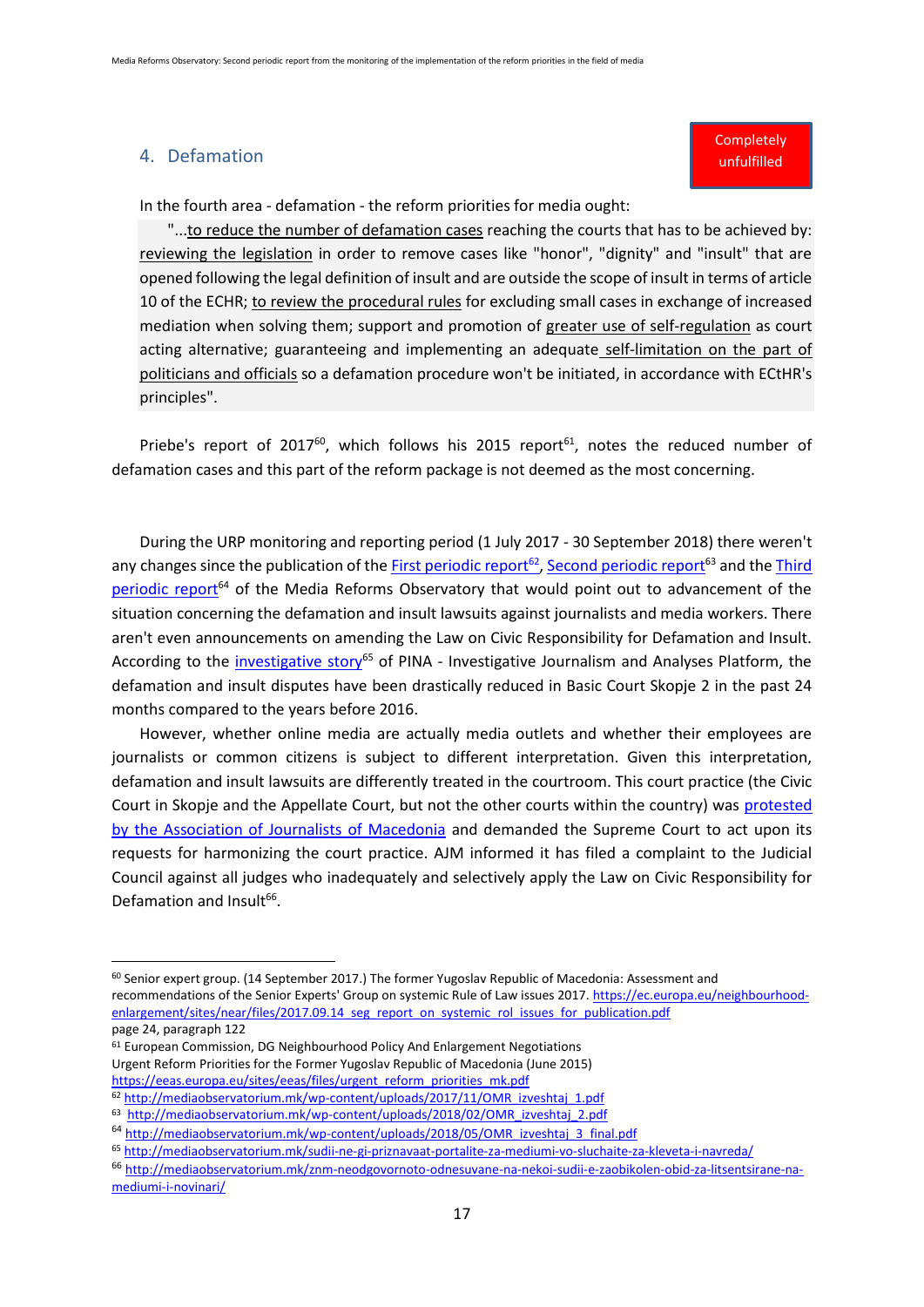## 4. Defamation

Completely unfulfilled

In the fourth area - defamation - the reform priorities for media ought:

> "...to reduce the number of defamation cases reaching the courts that has to be achieved by: reviewing the legislation in order to remove cases like "honor", "dignity" and "insult" that are opened following the legal definition of insult and are outside the scope of insult in terms of article 10 of the ECHR; to review the procedural rules for excluding small cases in exchange of increased mediation when solving them; support and promotion of greater use of self-regulation as court acting alternative; guaranteeing and implementing an adequate self-limitation on the part of politicians and officials so a defamation procedure won't be initiated, in accordance with ECtHR's principles".

Priebe's report of 2017[60], which follows his 2015 report[61], notes the reduced number of defamation cases and this part of the reform package is not deemed as the most concerning.

During the URP monitoring and reporting period (1 July 2017 - 30 September 2018) there weren't any changes since the publication of the First periodic report[62], Second periodic report[63] and the Third periodic report[64] of the Media Reforms Observatory that would point out to advancement of the situation concerning the defamation and insult lawsuits against journalists and media workers. There aren't even announcements on amending the Law on Civic Responsibility for Defamation and Insult. According to the investigative story[65] of PINA - Investigative Journalism and Analyses Platform, the defamation and insult disputes have been drastically reduced in Basic Court Skopje 2 in the past 24 months compared to the years before 2016.

However, whether online media are actually media outlets and whether their employees are journalists or common citizens is subject to different interpretation. Given this interpretation, defamation and insult lawsuits are differently treated in the courtroom. This court practice (the Civic Court in Skopje and the Appellate Court, but not the other courts within the country) was protested by the Association of Journalists of Macedonia and demanded the Supreme Court to act upon its requests for harmonizing the court practice. AJM informed it has filed a complaint to the Judicial Council against all judges who inadequately and selectively apply the Law on Civic Responsibility for Defamation and Insult[66].

---

[60] Senior expert group. (14 September 2017.) The former Yugoslav Republic of Macedonia: Assessment and recommendations of the Senior Experts' Group on systemic Rule of Law issues 2017. https://ec.europa.eu/neighbourhood-enlargement/sites/near/files/2017.09.14_seg_report_on_systemic_rol_issues_for_publication.pdf page 24, paragraph 122

[61] European Commission, DG Neighbourhood Policy And Enlargement Negotiations Urgent Reform Priorities for the Former Yugoslav Republic of Macedonia (June 2015) https://eeas.europa.eu/sites/eeas/files/urgent_reform_priorities_mk.pdf

[62] http://mediaobservatorium.mk/wp-content/uploads/2017/11/OMR_izveshtaj_1.pdf

[63] http://mediaobservatorium.mk/wp-content/uploads/2018/02/OMR_izveshtaj_2.pdf

[64] http://mediaobservatorium.mk/wp-content/uploads/2018/05/OMR_izveshtaj_3_final.pdf

[65] http://mediaobservatorium.mk/sudii-ne-gi-priznavaat-portalite-za-mediumi-vo-sluchaite-za-kleveta-i-navreda/

[66] http://mediaobservatorium.mk/znm-neodgovornoto-odnesuvane-na-nekoi-sudii-e-zaobikolen-obid-za-litsentsirane-na-mediumi-i-novinari/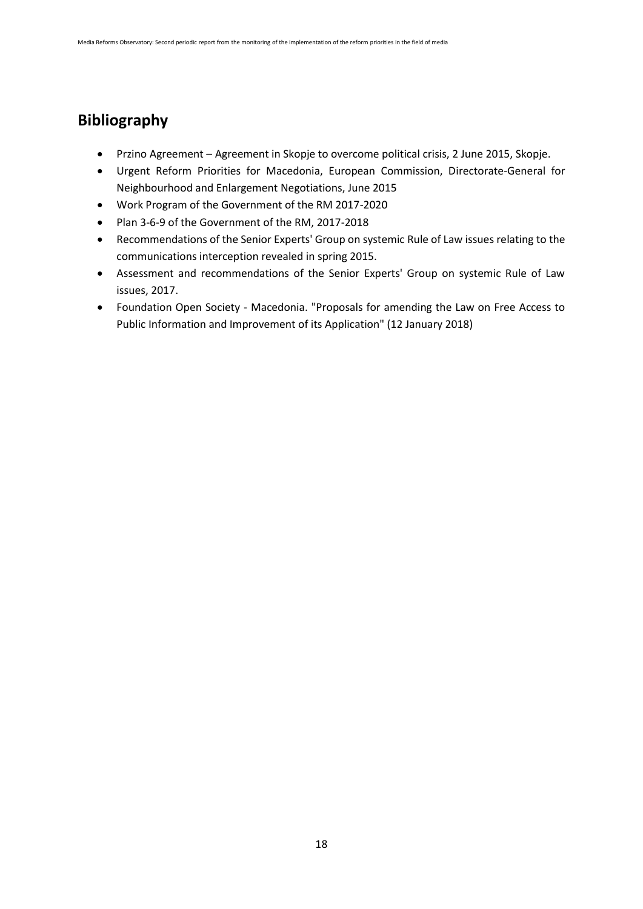## Bibliography

- Przino Agreement – Agreement in Skopje to overcome political crisis, 2 June 2015, Skopje.
- Urgent Reform Priorities for Macedonia, European Commission, Directorate-General for Neighbourhood and Enlargement Negotiations, June 2015
- Work Program of the Government of the RM 2017-2020
- Plan 3-6-9 of the Government of the RM, 2017-2018
- Recommendations of the Senior Experts' Group on systemic Rule of Law issues relating to the communications interception revealed in spring 2015.
- Assessment and recommendations of the Senior Experts' Group on systemic Rule of Law issues, 2017.
- Foundation Open Society - Macedonia. "Proposals for amending the Law on Free Access to Public Information and Improvement of its Application" (12 January 2018)